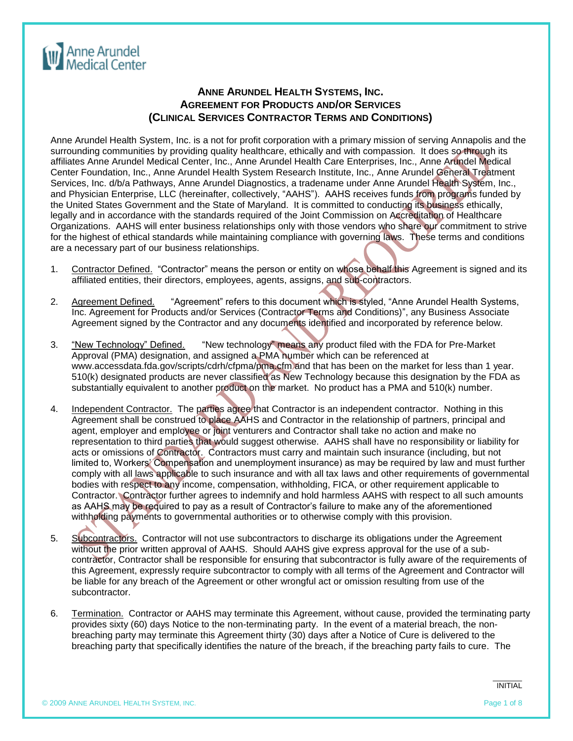Anne Arundel Medical Center

## ANNE ARUNDEL HEALTH SYSTEMS, INC.
## AGREEMENT FOR PRODUCTS AND/OR SERVICES
## (CLINICAL SERVICES CONTRACTOR TERMS AND CONDITIONS)

Anne Arundel Health System, Inc. is a not for profit corporation with a primary mission of serving Annapolis and the surrounding communities by providing quality healthcare, ethically and with compassion. It does so through its affiliates Anne Arundel Medical Center, Inc., Anne Arundel Health Care Enterprises, Inc., Anne Arundel Medical Center Foundation, Inc., Anne Arundel Health System Research Institute, Inc., Anne Arundel General Treatment Services, Inc. d/b/a Pathways, Anne Arundel Diagnostics, a tradename under Anne Arundel Health System, Inc., and Physician Enterprise, LLC (hereinafter, collectively, "AAHS"). AAHS receives funds from programs funded by the United States Government and the State of Maryland. It is committed to conducting its business ethically, legally and in accordance with the standards required of the Joint Commission on Accreditation of Healthcare Organizations. AAHS will enter business relationships only with those vendors who share our commitment to strive for the highest of ethical standards while maintaining compliance with governing laws. These terms and conditions are a necessary part of our business relationships.

1. Contractor Defined. "Contractor" means the person or entity on whose behalf this Agreement is signed and its affiliated entities, their directors, employees, agents, assigns, and sub-contractors.

2. Agreement Defined. "Agreement" refers to this document which is styled, "Anne Arundel Health Systems, Inc. Agreement for Products and/or Services (Contractor Terms and Conditions)", any Business Associate Agreement signed by the Contractor and any documents identified and incorporated by reference below.

3. "New Technology" Defined. "New technology" means any product filed with the FDA for Pre-Market Approval (PMA) designation, and assigned a PMA number which can be referenced at www.accessdata.fda.gov/scripts/cdrh/cfpma/pma.cfm and that has been on the market for less than 1 year. 510(k) designated products are never classified as New Technology because this designation by the FDA as substantially equivalent to another product on the market. No product has a PMA and 510(k) number.

4. Independent Contractor. The parties agree that Contractor is an independent contractor. Nothing in this Agreement shall be construed to place AAHS and Contractor in the relationship of partners, principal and agent, employer and employee or joint venturers and Contractor shall take no action and make no representation to third parties that would suggest otherwise. AAHS shall have no responsibility or liability for acts or omissions of Contractor. Contractors must carry and maintain such insurance (including, but not limited to, Workers' Compensation and unemployment insurance) as may be required by law and must further comply with all laws applicable to such insurance and with all tax laws and other requirements of governmental bodies with respect to any income, compensation, withholding, FICA, or other requirement applicable to Contractor. Contractor further agrees to indemnify and hold harmless AAHS with respect to all such amounts as AAHS may be required to pay as a result of Contractor's failure to make any of the aforementioned withholding payments to governmental authorities or to otherwise comply with this provision.

5. Subcontractors. Contractor will not use subcontractors to discharge its obligations under the Agreement without the prior written approval of AAHS. Should AAHS give express approval for the use of a sub-contractor, Contractor shall be responsible for ensuring that subcontractor is fully aware of the requirements of this Agreement, expressly require subcontractor to comply with all terms of the Agreement and Contractor will be liable for any breach of the Agreement or other wrongful act or omission resulting from use of the subcontractor.

6. Termination. Contractor or AAHS may terminate this Agreement, without cause, provided the terminating party provides sixty (60) days Notice to the non-terminating party. In the event of a material breach, the non-breaching party may terminate this Agreement thirty (30) days after a Notice of Cure is delivered to the breaching party that specifically identifies the nature of the breach, if the breaching party fails to cure. The

INITIAL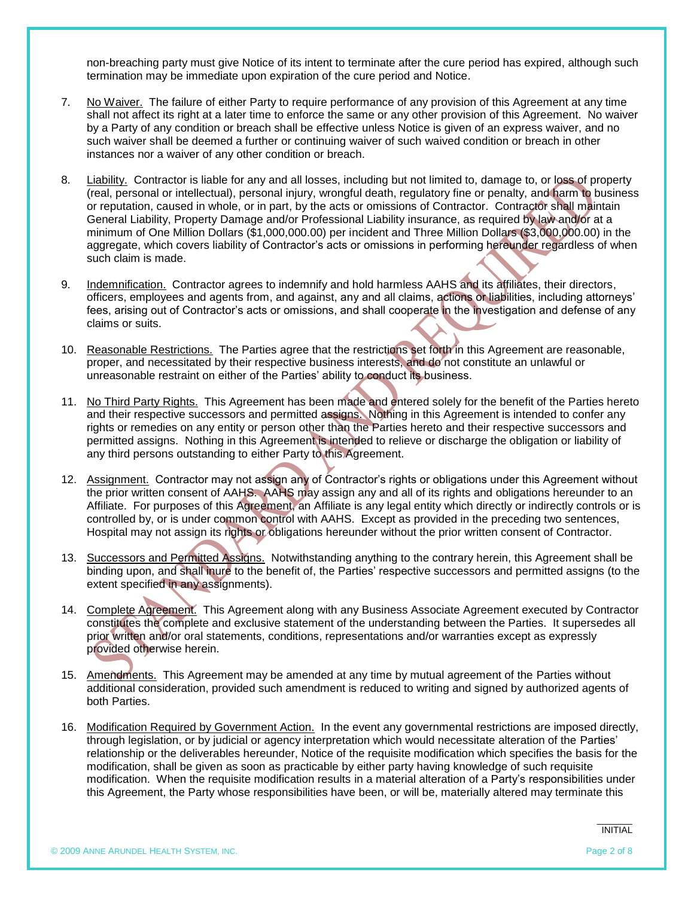non-breaching party must give Notice of its intent to terminate after the cure period has expired, although such termination may be immediate upon expiration of the cure period and Notice.

7. No Waiver. The failure of either Party to require performance of any provision of this Agreement at any time shall not affect its right at a later time to enforce the same or any other provision of this Agreement. No waiver by a Party of any condition or breach shall be effective unless Notice is given of an express waiver, and no such waiver shall be deemed a further or continuing waiver of such waived condition or breach in other instances nor a waiver of any other condition or breach.

8. Liability. Contractor is liable for any and all losses, including but not limited to, damage to, or loss of property (real, personal or intellectual), personal injury, wrongful death, regulatory fine or penalty, and harm to business or reputation, caused in whole, or in part, by the acts or omissions of Contractor. Contractor shall maintain General Liability, Property Damage and/or Professional Liability insurance, as required by law and/or at a minimum of One Million Dollars ($1,000,000.00) per incident and Three Million Dollars ($3,000,000.00) in the aggregate, which covers liability of Contractor's acts or omissions in performing hereunder regardless of when such claim is made.

9. Indemnification. Contractor agrees to indemnify and hold harmless AAHS and its affiliates, their directors, officers, employees and agents from, and against, any and all claims, actions or liabilities, including attorneys' fees, arising out of Contractor's acts or omissions, and shall cooperate in the investigation and defense of any claims or suits.

10. Reasonable Restrictions. The Parties agree that the restrictions set forth in this Agreement are reasonable, proper, and necessitated by their respective business interests, and do not constitute an unlawful or unreasonable restraint on either of the Parties' ability to conduct its business.

11. No Third Party Rights. This Agreement has been made and entered solely for the benefit of the Parties hereto and their respective successors and permitted assigns. Nothing in this Agreement is intended to confer any rights or remedies on any entity or person other than the Parties hereto and their respective successors and permitted assigns. Nothing in this Agreement is intended to relieve or discharge the obligation or liability of any third persons outstanding to either Party to this Agreement.

12. Assignment. Contractor may not assign any of Contractor's rights or obligations under this Agreement without the prior written consent of AAHS. AAHS may assign any and all of its rights and obligations hereunder to an Affiliate. For purposes of this Agreement, an Affiliate is any legal entity which directly or indirectly controls or is controlled by, or is under common control with AAHS. Except as provided in the preceding two sentences, Hospital may not assign its rights or obligations hereunder without the prior written consent of Contractor.

13. Successors and Permitted Assigns. Notwithstanding anything to the contrary herein, this Agreement shall be binding upon, and shall inure to the benefit of, the Parties' respective successors and permitted assigns (to the extent specified in any assignments).

14. Complete Agreement. This Agreement along with any Business Associate Agreement executed by Contractor constitutes the complete and exclusive statement of the understanding between the Parties. It supersedes all prior written and/or oral statements, conditions, representations and/or warranties except as expressly provided otherwise herein.

15. Amendments. This Agreement may be amended at any time by mutual agreement of the Parties without additional consideration, provided such amendment is reduced to writing and signed by authorized agents of both Parties.

16. Modification Required by Government Action. In the event any governmental restrictions are imposed directly, through legislation, or by judicial or agency interpretation which would necessitate alteration of the Parties' relationship or the deliverables hereunder, Notice of the requisite modification which specifies the basis for the modification, shall be given as soon as practicable by either party having knowledge of such requisite modification. When the requisite modification results in a material alteration of a Party's responsibilities under this Agreement, the Party whose responsibilities have been, or will be, materially altered may terminate this

______ INITIAL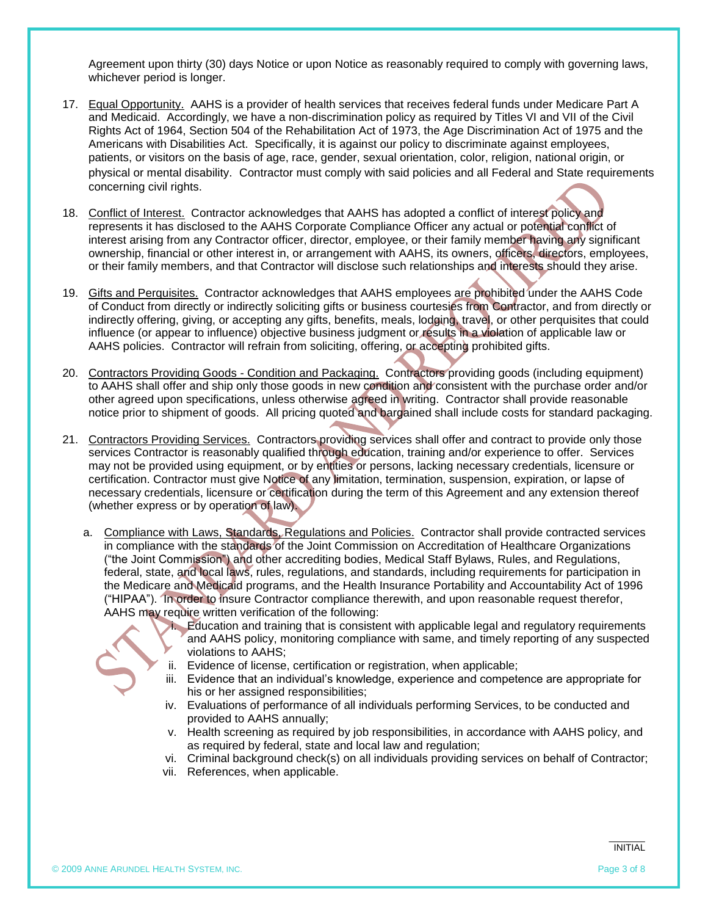Agreement upon thirty (30) days Notice or upon Notice as reasonably required to comply with governing laws, whichever period is longer.

17. Equal Opportunity. AAHS is a provider of health services that receives federal funds under Medicare Part A and Medicaid. Accordingly, we have a non-discrimination policy as required by Titles VI and VII of the Civil Rights Act of 1964, Section 504 of the Rehabilitation Act of 1973, the Age Discrimination Act of 1975 and the Americans with Disabilities Act. Specifically, it is against our policy to discriminate against employees, patients, or visitors on the basis of age, race, gender, sexual orientation, color, religion, national origin, or physical or mental disability. Contractor must comply with said policies and all Federal and State requirements concerning civil rights.

18. Conflict of Interest. Contractor acknowledges that AAHS has adopted a conflict of interest policy and represents it has disclosed to the AAHS Corporate Compliance Officer any actual or potential conflict of interest arising from any Contractor officer, director, employee, or their family member having any significant ownership, financial or other interest in, or arrangement with AAHS, its owners, officers, directors, employees, or their family members, and that Contractor will disclose such relationships and interests should they arise.

19. Gifts and Perquisites. Contractor acknowledges that AAHS employees are prohibited under the AAHS Code of Conduct from directly or indirectly soliciting gifts or business courtesies from Contractor, and from directly or indirectly offering, giving, or accepting any gifts, benefits, meals, lodging, travel, or other perquisites that could influence (or appear to influence) objective business judgment or results in a violation of applicable law or AAHS policies. Contractor will refrain from soliciting, offering, or accepting prohibited gifts.

20. Contractors Providing Goods - Condition and Packaging. Contractors providing goods (including equipment) to AAHS shall offer and ship only those goods in new condition and consistent with the purchase order and/or other agreed upon specifications, unless otherwise agreed in writing. Contractor shall provide reasonable notice prior to shipment of goods. All pricing quoted and bargained shall include costs for standard packaging.

21. Contractors Providing Services. Contractors providing services shall offer and contract to provide only those services Contractor is reasonably qualified through education, training and/or experience to offer. Services may not be provided using equipment, or by entities or persons, lacking necessary credentials, licensure or certification. Contractor must give Notice of any limitation, termination, suspension, expiration, or lapse of necessary credentials, licensure or certification during the term of this Agreement and any extension thereof (whether express or by operation of law).

    a. Compliance with Laws, Standards, Regulations and Policies. Contractor shall provide contracted services in compliance with the standards of the Joint Commission on Accreditation of Healthcare Organizations ("the Joint Commission") and other accrediting bodies, Medical Staff Bylaws, Rules, and Regulations, federal, state, and local laws, rules, regulations, and standards, including requirements for participation in the Medicare and Medicaid programs, and the Health Insurance Portability and Accountability Act of 1996 ("HIPAA"). In order to insure Contractor compliance therewith, and upon reasonable request therefor, AAHS may require written verification of the following:

        i. Education and training that is consistent with applicable legal and regulatory requirements and AAHS policy, monitoring compliance with same, and timely reporting of any suspected violations to AAHS;
        ii. Evidence of license, certification or registration, when applicable;
        iii. Evidence that an individual's knowledge, experience and competence are appropriate for his or her assigned responsibilities;
        iv. Evaluations of performance of all individuals performing Services, to be conducted and provided to AAHS annually;
        v. Health screening as required by job responsibilities, in accordance with AAHS policy, and as required by federal, state and local law and regulation;
        vi. Criminal background check(s) on all individuals providing services on behalf of Contractor;
        vii. References, when applicable.

STANDARD AND REQUIRED

_______ INITIAL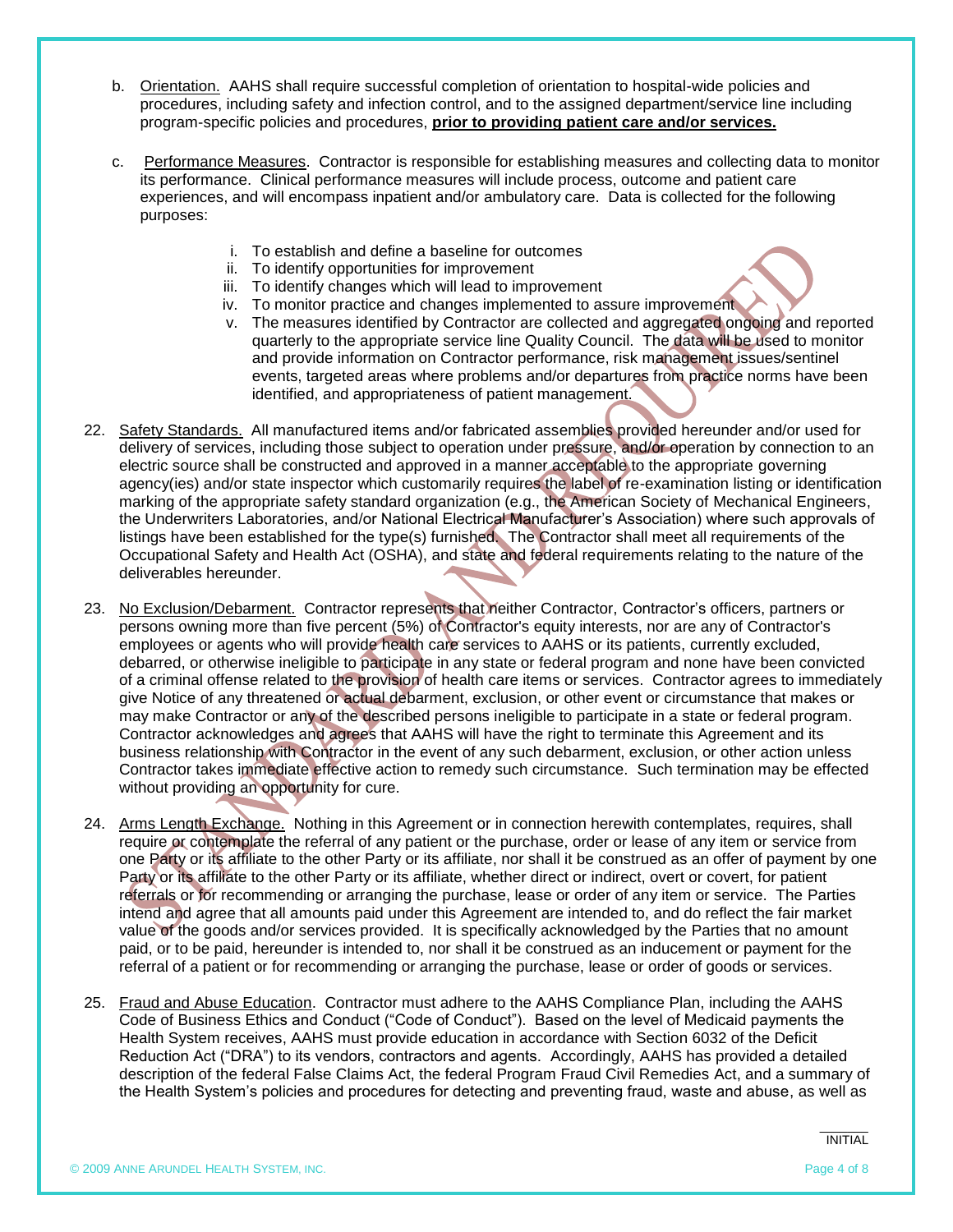b. Orientation. AAHS shall require successful completion of orientation to hospital-wide policies and procedures, including safety and infection control, and to the assigned department/service line including program-specific policies and procedures, **prior to providing patient care and/or services.**

c. Performance Measures. Contractor is responsible for establishing measures and collecting data to monitor its performance. Clinical performance measures will include process, outcome and patient care experiences, and will encompass inpatient and/or ambulatory care. Data is collected for the following purposes:

   i. To establish and define a baseline for outcomes
   ii. To identify opportunities for improvement
   iii. To identify changes which will lead to improvement
   iv. To monitor practice and changes implemented to assure improvement
   v. The measures identified by Contractor are collected and aggregated ongoing and reported quarterly to the appropriate service line Quality Council. The data will be used to monitor and provide information on Contractor performance, risk management issues/sentinel events, targeted areas where problems and/or departures from practice norms have been identified, and appropriateness of patient management.

22. Safety Standards. All manufactured items and/or fabricated assemblies provided hereunder and/or used for delivery of services, including those subject to operation under pressure, and/or operation by connection to an electric source shall be constructed and approved in a manner acceptable to the appropriate governing agency(ies) and/or state inspector which customarily requires the label of re-examination listing or identification marking of the appropriate safety standard organization (e.g., the American Society of Mechanical Engineers, the Underwriters Laboratories, and/or National Electrical Manufacturer's Association) where such approvals of listings have been established for the type(s) furnished. The Contractor shall meet all requirements of the Occupational Safety and Health Act (OSHA), and state and federal requirements relating to the nature of the deliverables hereunder.

23. No Exclusion/Debarment. Contractor represents that neither Contractor, Contractor's officers, partners or persons owning more than five percent (5%) of Contractor's equity interests, nor are any of Contractor's employees or agents who will provide health care services to AAHS or its patients, currently excluded, debarred, or otherwise ineligible to participate in any state or federal program and none have been convicted of a criminal offense related to the provision of health care items or services. Contractor agrees to immediately give Notice of any threatened or actual debarment, exclusion, or other event or circumstance that makes or may make Contractor or any of the described persons ineligible to participate in a state or federal program. Contractor acknowledges and agrees that AAHS will have the right to terminate this Agreement and its business relationship with Contractor in the event of any such debarment, exclusion, or other action unless Contractor takes immediate effective action to remedy such circumstance. Such termination may be effected without providing an opportunity for cure.

24. Arms Length Exchange. Nothing in this Agreement or in connection herewith contemplates, requires, shall require or contemplate the referral of any patient or the purchase, order or lease of any item or service from one Party or its affiliate to the other Party or its affiliate, nor shall it be construed as an offer of payment by one Party or its affiliate to the other Party or its affiliate, whether direct or indirect, overt or covert, for patient referrals or for recommending or arranging the purchase, lease or order of any item or service. The Parties intend and agree that all amounts paid under this Agreement are intended to, and do reflect the fair market value of the goods and/or services provided. It is specifically acknowledged by the Parties that no amount paid, or to be paid, hereunder is intended to, nor shall it be construed as an inducement or payment for the referral of a patient or for recommending or arranging the purchase, lease or order of goods or services.

25. Fraud and Abuse Education. Contractor must adhere to the AAHS Compliance Plan, including the AAHS Code of Business Ethics and Conduct ("Code of Conduct"). Based on the level of Medicaid payments the Health System receives, AAHS must provide education in accordance with Section 6032 of the Deficit Reduction Act ("DRA") to its vendors, contractors and agents. Accordingly, AAHS has provided a detailed description of the federal False Claims Act, the federal Program Fraud Civil Remedies Act, and a summary of the Health System's policies and procedures for detecting and preventing fraud, waste and abuse, as well as

______ INITIAL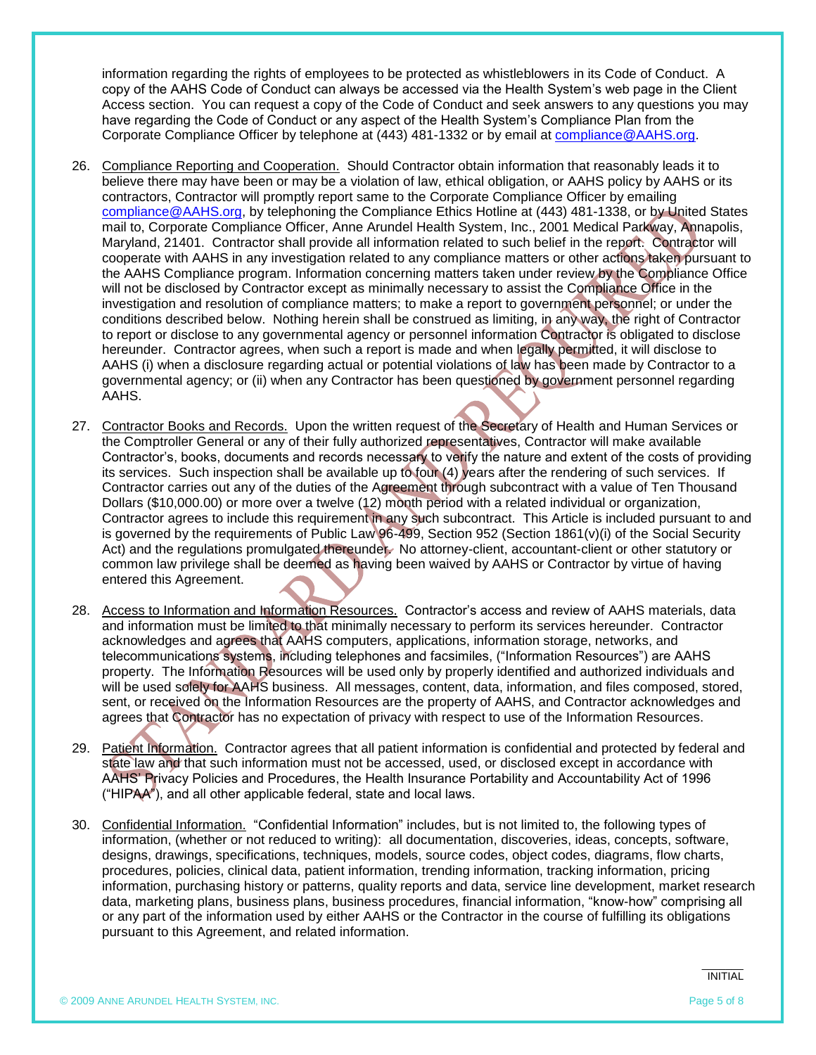information regarding the rights of employees to be protected as whistleblowers in its Code of Conduct. A copy of the AAHS Code of Conduct can always be accessed via the Health System's web page in the Client Access section. You can request a copy of the Code of Conduct and seek answers to any questions you may have regarding the Code of Conduct or any aspect of the Health System's Compliance Plan from the Corporate Compliance Officer by telephone at (443) 481-1332 or by email at compliance@AAHS.org.

26. Compliance Reporting and Cooperation. Should Contractor obtain information that reasonably leads it to believe there may have been or may be a violation of law, ethical obligation, or AAHS policy by AAHS or its contractors, Contractor will promptly report same to the Corporate Compliance Officer by emailing compliance@AAHS.org, by telephoning the Compliance Ethics Hotline at (443) 481-1338, or by United States mail to, Corporate Compliance Officer, Anne Arundel Health System, Inc., 2001 Medical Parkway, Annapolis, Maryland, 21401. Contractor shall provide all information related to such belief in the report. Contractor will cooperate with AAHS in any investigation related to any compliance matters or other actions taken pursuant to the AAHS Compliance program. Information concerning matters taken under review by the Compliance Office will not be disclosed by Contractor except as minimally necessary to assist the Compliance Office in the investigation and resolution of compliance matters; to make a report to government personnel; or under the conditions described below. Nothing herein shall be construed as limiting, in any way, the right of Contractor to report or disclose to any governmental agency or personnel information Contractor is obligated to disclose hereunder. Contractor agrees, when such a report is made and when legally permitted, it will disclose to AAHS (i) when a disclosure regarding actual or potential violations of law has been made by Contractor to a governmental agency; or (ii) when any Contractor has been questioned by government personnel regarding AAHS.

27. Contractor Books and Records. Upon the written request of the Secretary of Health and Human Services or the Comptroller General or any of their fully authorized representatives, Contractor will make available Contractor's, books, documents and records necessary to verify the nature and extent of the costs of providing its services. Such inspection shall be available up to four (4) years after the rendering of such services. If Contractor carries out any of the duties of the Agreement through subcontract with a value of Ten Thousand Dollars ($10,000.00) or more over a twelve (12) month period with a related individual or organization, Contractor agrees to include this requirement in any such subcontract. This Article is included pursuant to and is governed by the requirements of Public Law 96-499, Section 952 (Section 1861(v)(i) of the Social Security Act) and the regulations promulgated thereunder. No attorney-client, accountant-client or other statutory or common law privilege shall be deemed as having been waived by AAHS or Contractor by virtue of having entered this Agreement.

28. Access to Information and Information Resources. Contractor's access and review of AAHS materials, data and information must be limited to that minimally necessary to perform its services hereunder. Contractor acknowledges and agrees that AAHS computers, applications, information storage, networks, and telecommunications systems, including telephones and facsimiles, ("Information Resources") are AAHS property. The Information Resources will be used only by properly identified and authorized individuals and will be used solely for AAHS business. All messages, content, data, information, and files composed, stored, sent, or received on the Information Resources are the property of AAHS, and Contractor acknowledges and agrees that Contractor has no expectation of privacy with respect to use of the Information Resources.

29. Patient Information. Contractor agrees that all patient information is confidential and protected by federal and state law and that such information must not be accessed, used, or disclosed except in accordance with AAHS' Privacy Policies and Procedures, the Health Insurance Portability and Accountability Act of 1996 ("HIPAA"), and all other applicable federal, state and local laws.

30. Confidential Information. "Confidential Information" includes, but is not limited to, the following types of information, (whether or not reduced to writing): all documentation, discoveries, ideas, concepts, software, designs, drawings, specifications, techniques, models, source codes, object codes, diagrams, flow charts, procedures, policies, clinical data, patient information, trending information, tracking information, pricing information, purchasing history or patterns, quality reports and data, service line development, market research data, marketing plans, business plans, business procedures, financial information, "know-how" comprising all or any part of the information used by either AAHS or the Contractor in the course of fulfilling its obligations pursuant to this Agreement, and related information.

_______ INITIAL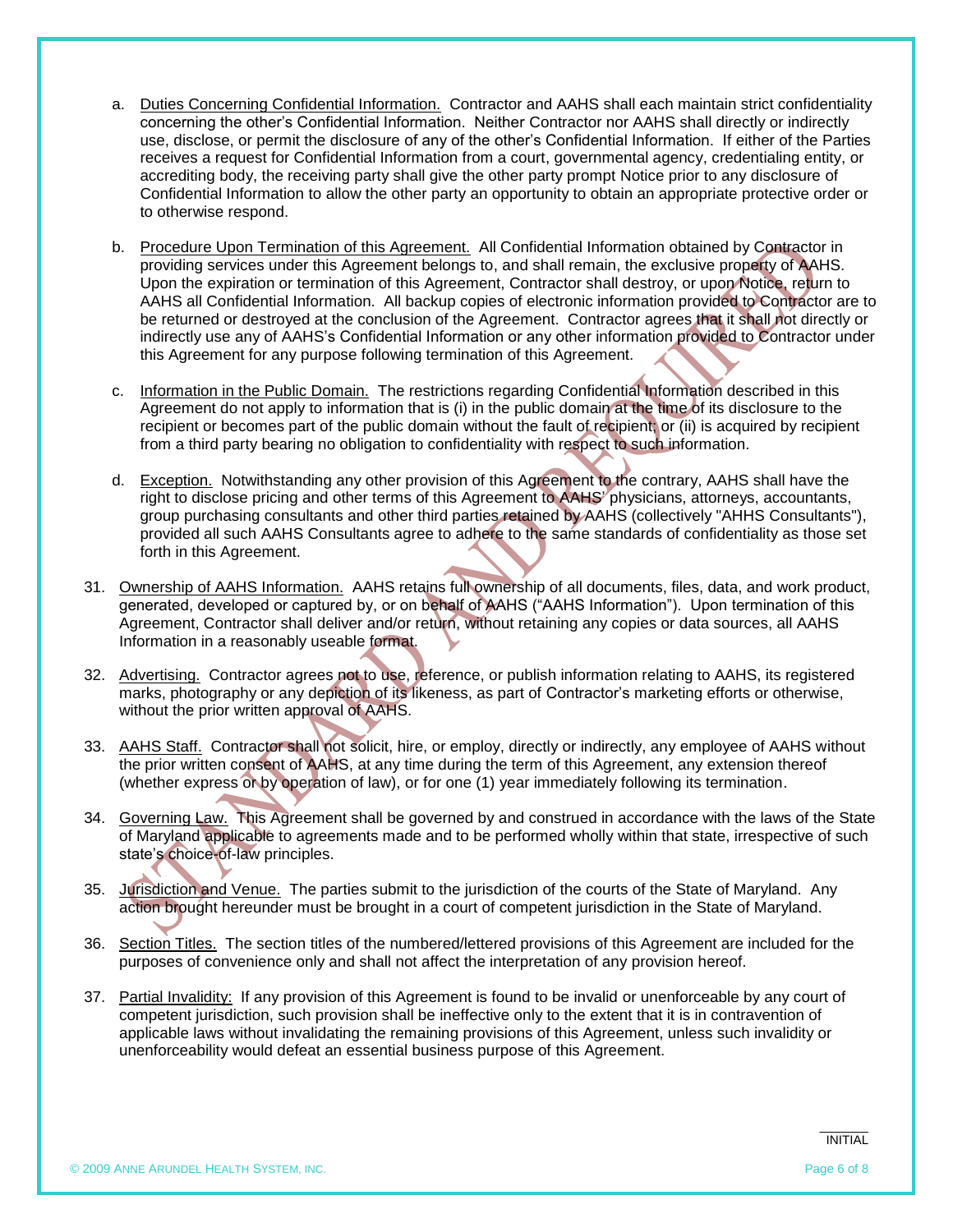a. Duties Concerning Confidential Information. Contractor and AAHS shall each maintain strict confidentiality concerning the other's Confidential Information. Neither Contractor nor AAHS shall directly or indirectly use, disclose, or permit the disclosure of any of the other's Confidential Information. If either of the Parties receives a request for Confidential Information from a court, governmental agency, credentialing entity, or accrediting body, the receiving party shall give the other party prompt Notice prior to any disclosure of Confidential Information to allow the other party an opportunity to obtain an appropriate protective order or to otherwise respond.

b. Procedure Upon Termination of this Agreement. All Confidential Information obtained by Contractor in providing services under this Agreement belongs to, and shall remain, the exclusive property of AAHS. Upon the expiration or termination of this Agreement, Contractor shall destroy, or upon Notice, return to AAHS all Confidential Information. All backup copies of electronic information provided to Contractor are to be returned or destroyed at the conclusion of the Agreement. Contractor agrees that it shall not directly or indirectly use any of AAHS's Confidential Information or any other information provided to Contractor under this Agreement for any purpose following termination of this Agreement.

c. Information in the Public Domain. The restrictions regarding Confidential Information described in this Agreement do not apply to information that is (i) in the public domain at the time of its disclosure to the recipient or becomes part of the public domain without the fault of recipient; or (ii) is acquired by recipient from a third party bearing no obligation to confidentiality with respect to such information.

d. Exception. Notwithstanding any other provision of this Agreement to the contrary, AAHS shall have the right to disclose pricing and other terms of this Agreement to AAHS' physicians, attorneys, accountants, group purchasing consultants and other third parties retained by AAHS (collectively "AHHS Consultants"), provided all such AAHS Consultants agree to adhere to the same standards of confidentiality as those set forth in this Agreement.

31. Ownership of AAHS Information. AAHS retains full ownership of all documents, files, data, and work product, generated, developed or captured by, or on behalf of AAHS ("AAHS Information"). Upon termination of this Agreement, Contractor shall deliver and/or return, without retaining any copies or data sources, all AAHS Information in a reasonably useable format.

32. Advertising. Contractor agrees not to use, reference, or publish information relating to AAHS, its registered marks, photography or any depiction of its likeness, as part of Contractor's marketing efforts or otherwise, without the prior written approval of AAHS.

33. AAHS Staff. Contractor shall not solicit, hire, or employ, directly or indirectly, any employee of AAHS without the prior written consent of AAHS, at any time during the term of this Agreement, any extension thereof (whether express or by operation of law), or for one (1) year immediately following its termination.

34. Governing Law. This Agreement shall be governed by and construed in accordance with the laws of the State of Maryland applicable to agreements made and to be performed wholly within that state, irrespective of such state's choice-of-law principles.

35. Jurisdiction and Venue. The parties submit to the jurisdiction of the courts of the State of Maryland. Any action brought hereunder must be brought in a court of competent jurisdiction in the State of Maryland.

36. Section Titles. The section titles of the numbered/lettered provisions of this Agreement are included for the purposes of convenience only and shall not affect the interpretation of any provision hereof.

37. Partial Invalidity: If any provision of this Agreement is found to be invalid or unenforceable by any court of competent jurisdiction, such provision shall be ineffective only to the extent that it is in contravention of applicable laws without invalidating the remaining provisions of this Agreement, unless such invalidity or unenforceability would defeat an essential business purpose of this Agreement.

_____ INITIAL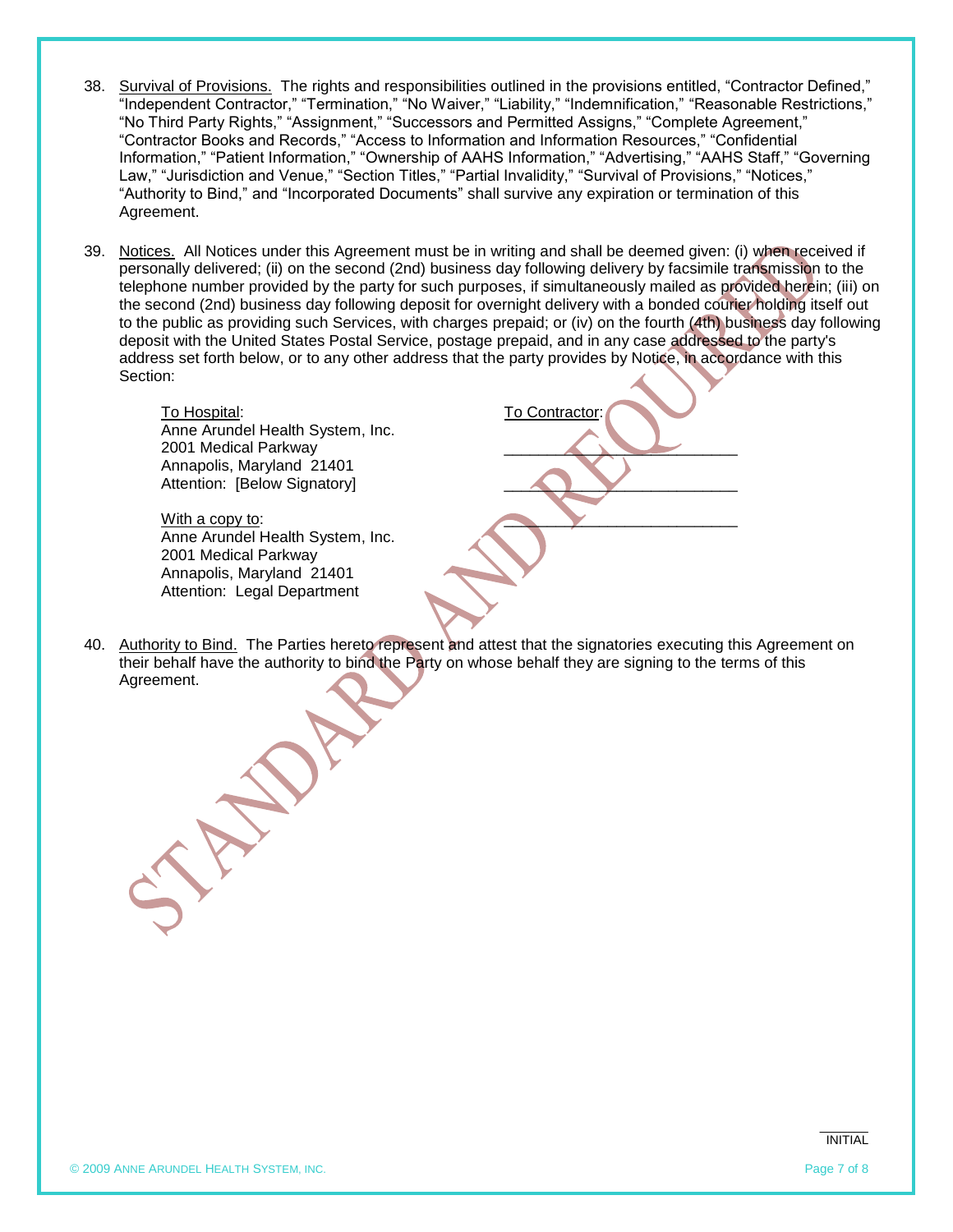38. <u>Survival of Provisions.</u> The rights and responsibilities outlined in the provisions entitled, "Contractor Defined," "Independent Contractor," "Termination," "No Waiver," "Liability," "Indemnification," "Reasonable Restrictions," "No Third Party Rights," "Assignment," "Successors and Permitted Assigns," "Complete Agreement," "Contractor Books and Records," "Access to Information and Information Resources," "Confidential Information," "Patient Information," "Ownership of AAHS Information," "Advertising," "AAHS Staff," "Governing Law," "Jurisdiction and Venue," "Section Titles," "Partial Invalidity," "Survival of Provisions," "Notices," "Authority to Bind," and "Incorporated Documents" shall survive any expiration or termination of this Agreement.

39. <u>Notices.</u> All Notices under this Agreement must be in writing and shall be deemed given: (i) when received if personally delivered; (ii) on the second (2nd) business day following delivery by facsimile transmission to the telephone number provided by the party for such purposes, if simultaneously mailed as provided herein; (iii) on the second (2nd) business day following deposit for overnight delivery with a bonded courier holding itself out to the public as providing such Services, with charges prepaid; or (iv) on the fourth (4th) business day following deposit with the United States Postal Service, postage prepaid, and in any case addressed to the party's address set forth below, or to any other address that the party provides by Notice, in accordance with this Section:

    <u>To Hospital</u>:
    Anne Arundel Health System, Inc.
    2001 Medical Parkway
    Annapolis, Maryland 21401
    Attention: [Below Signatory]

    <u>With a copy to</u>:
    Anne Arundel Health System, Inc.
    2001 Medical Parkway
    Annapolis, Maryland 21401
    Attention: Legal Department

    <u>To Contractor</u>:
    ___________________________
    ___________________________
    ___________________________

40. <u>Authority to Bind.</u> The Parties hereto represent and attest that the signatories executing this Agreement on their behalf have the authority to bind the Party on whose behalf they are signing to the terms of this Agreement.

STANDARD AND REQUIRED

_______
INITIAL

© 2009 ANNE ARUNDEL HEALTH SYSTEM, INC.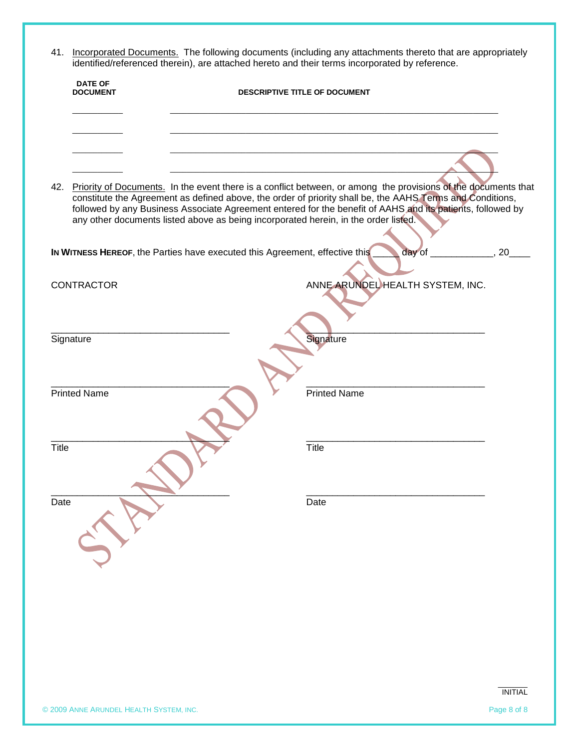41. Incorporated Documents. The following documents (including any attachments thereto that are appropriately identified/referenced therein), are attached hereto and their terms incorporated by reference.

| DATE OF DOCUMENT | DESCRIPTIVE TITLE OF DOCUMENT |
|---|---|
| __________ | ______________________________________________________________ |
| __________ | ______________________________________________________________ |
| __________ | ______________________________________________________________ |
| __________ | ______________________________________________________________ |

42. Priority of Documents. In the event there is a conflict between, or among the provisions of the documents that constitute the Agreement as defined above, the order of priority shall be, the AAHS Terms and Conditions, followed by any Business Associate Agreement entered for the benefit of AAHS and its patients, followed by any other documents listed above as being incorporated herein, in the order listed.

STANDARD AND REQUIRED

**IN WITNESS HEREOF**, the Parties have executed this Agreement, effective this _____ day of ___________, 20____

| CONTRACTOR | ANNE ARUNDEL HEALTH SYSTEM, INC. |
|---|---|
| _________________________________ | _________________________________ |
| Signature | Signature |
| _________________________________ | _________________________________ |
| Printed Name | Printed Name |
| _________________________________ | _________________________________ |
| Title | Title |
| _________________________________ | _________________________________ |
| Date | Date |

______ INITIAL

© 2009 ANNE ARUNDEL HEALTH SYSTEM, INC.